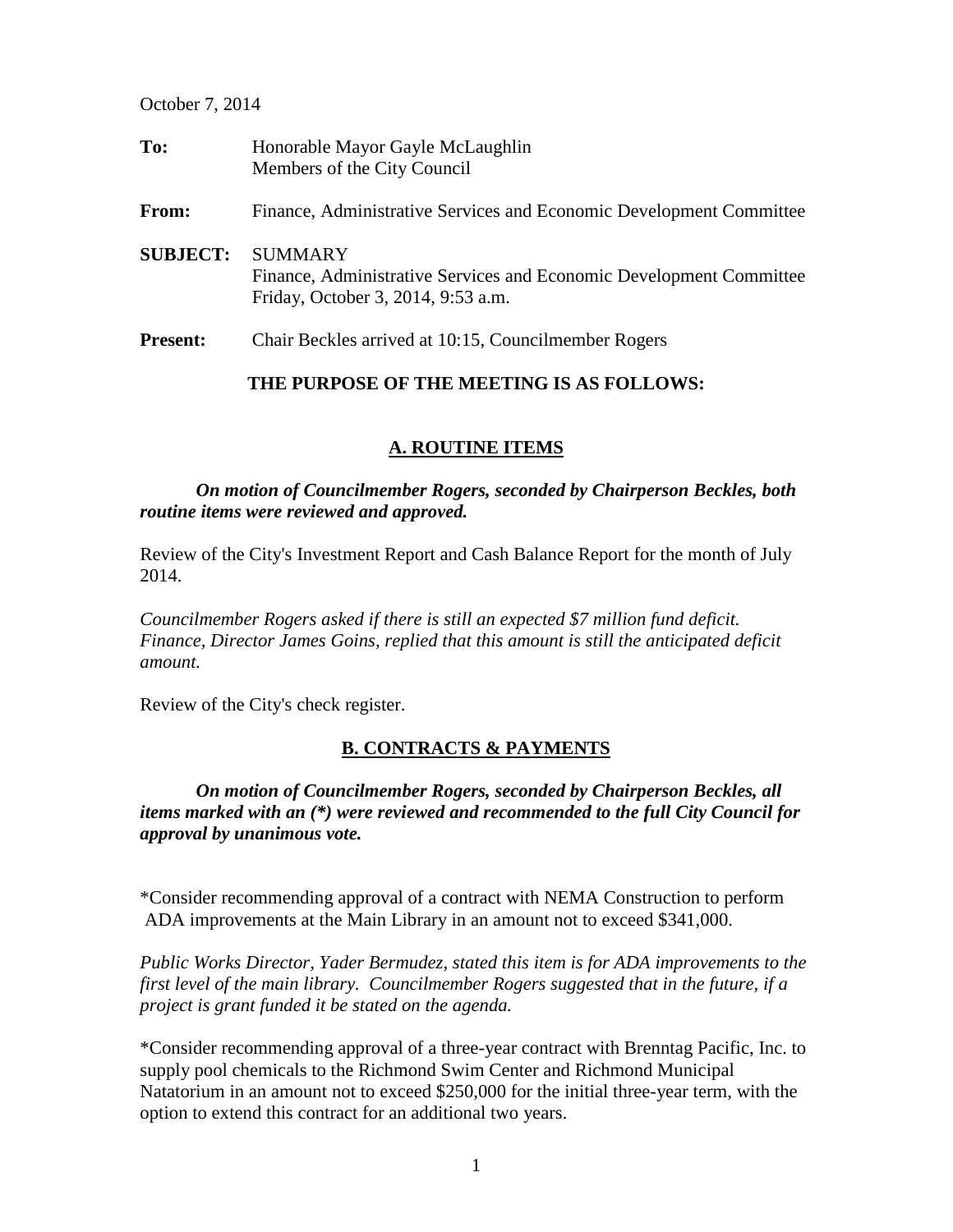October 7, 2014

**To:** Honorable Mayor Gayle McLaughlin
Members of the City Council

**From:** Finance, Administrative Services and Economic Development Committee

**SUBJECT:** SUMMARY
Finance, Administrative Services and Economic Development Committee
Friday, October 3, 2014, 9:53 a.m.

**Present:** Chair Beckles arrived at 10:15, Councilmember Rogers

**THE PURPOSE OF THE MEETING IS AS FOLLOWS:**

## A. ROUTINE ITEMS

***On motion of Councilmember Rogers, seconded by Chairperson Beckles, both routine items were reviewed and approved.***

Review of the City's Investment Report and Cash Balance Report for the month of July 2014.

*Councilmember Rogers asked if there is still an expected $7 million fund deficit. Finance, Director James Goins, replied that this amount is still the anticipated deficit amount.*

Review of the City's check register.

## B. CONTRACTS & PAYMENTS

***On motion of Councilmember Rogers, seconded by Chairperson Beckles, all items marked with an (*) were reviewed and recommended to the full City Council for approval by unanimous vote.***

*Consider recommending approval of a contract with NEMA Construction to perform ADA improvements at the Main Library in an amount not to exceed $341,000.

*Public Works Director, Yader Bermudez, stated this item is for ADA improvements to the first level of the main library. Councilmember Rogers suggested that in the future, if a project is grant funded it be stated on the agenda.*

*Consider recommending approval of a three-year contract with Brenntag Pacific, Inc. to supply pool chemicals to the Richmond Swim Center and Richmond Municipal Natatorium in an amount not to exceed $250,000 for the initial three-year term, with the option to extend this contract for an additional two years.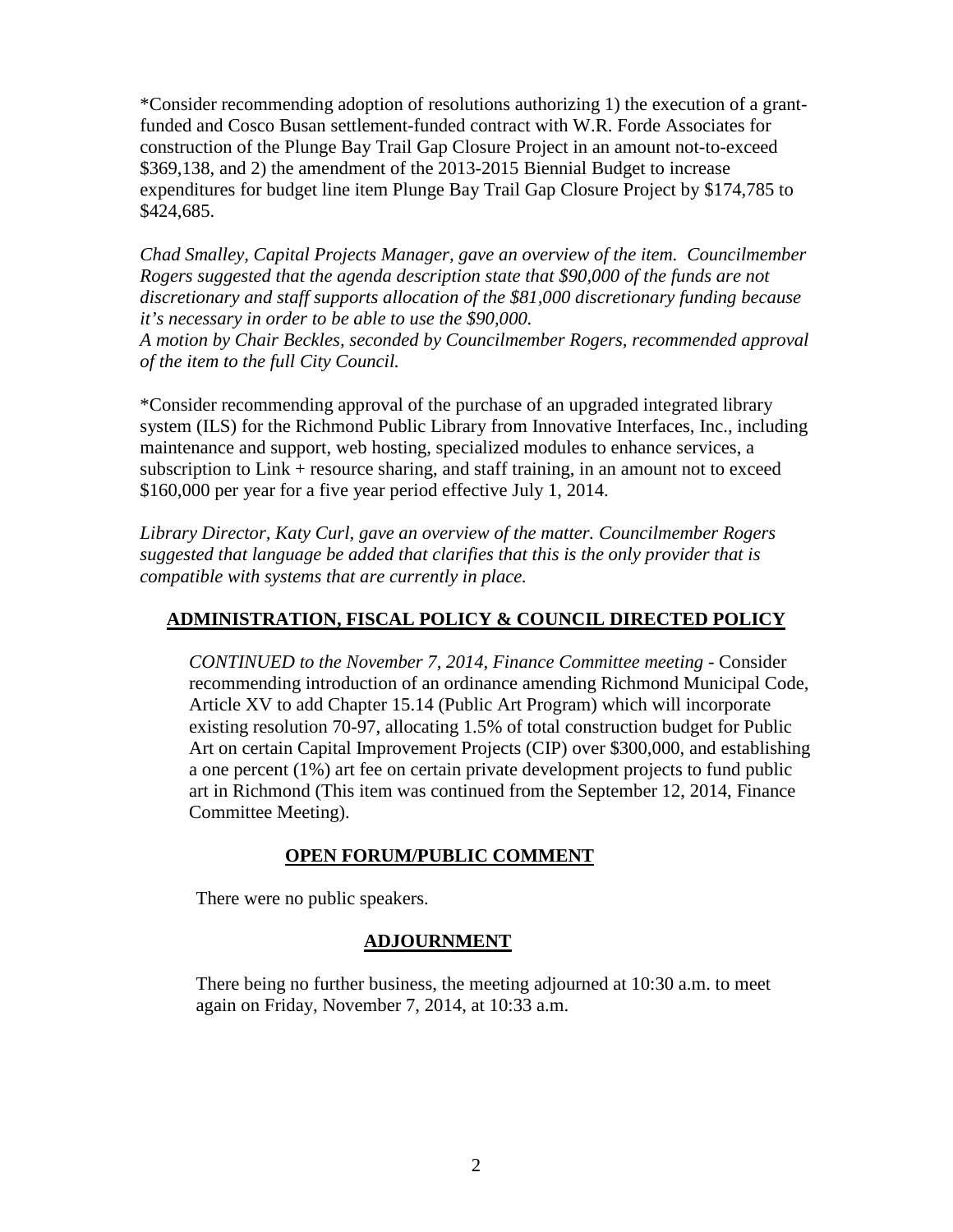*Consider recommending adoption of resolutions authorizing 1) the execution of a grant-funded and Cosco Busan settlement-funded contract with W.R. Forde Associates for construction of the Plunge Bay Trail Gap Closure Project in an amount not-to-exceed $369,138, and 2) the amendment of the 2013-2015 Biennial Budget to increase expenditures for budget line item Plunge Bay Trail Gap Closure Project by $174,785 to $424,685.

*Chad Smalley, Capital Projects Manager, gave an overview of the item. Councilmember Rogers suggested that the agenda description state that $90,000 of the funds are not discretionary and staff supports allocation of the $81,000 discretionary funding because it's necessary in order to be able to use the $90,000.*
*A motion by Chair Beckles, seconded by Councilmember Rogers, recommended approval of the item to the full City Council.*

*Consider recommending approval of the purchase of an upgraded integrated library system (ILS) for the Richmond Public Library from Innovative Interfaces, Inc., including maintenance and support, web hosting, specialized modules to enhance services, a subscription to Link + resource sharing, and staff training, in an amount not to exceed $160,000 per year for a five year period effective July 1, 2014.

*Library Director, Katy Curl, gave an overview of the matter. Councilmember Rogers suggested that language be added that clarifies that this is the only provider that is compatible with systems that are currently in place.*

## ADMINISTRATION, FISCAL POLICY & COUNCIL DIRECTED POLICY

*CONTINUED to the November 7, 2014, Finance Committee meeting* - Consider recommending introduction of an ordinance amending Richmond Municipal Code, Article XV to add Chapter 15.14 (Public Art Program) which will incorporate existing resolution 70-97, allocating 1.5% of total construction budget for Public Art on certain Capital Improvement Projects (CIP) over $300,000, and establishing a one percent (1%) art fee on certain private development projects to fund public art in Richmond (This item was continued from the September 12, 2014, Finance Committee Meeting).

## OPEN FORUM/PUBLIC COMMENT

There were no public speakers.

## ADJOURNMENT

There being no further business, the meeting adjourned at 10:30 a.m. to meet again on Friday, November 7, 2014, at 10:33 a.m.